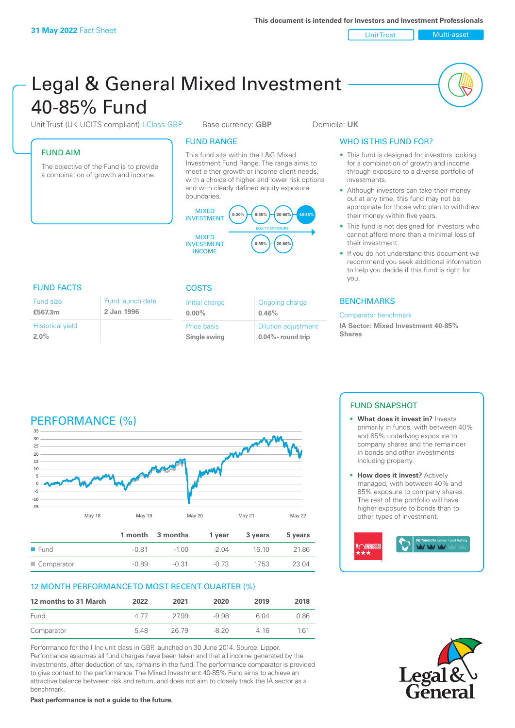31 May 2022 Fact Sheet

This document is intended for Investors and Investment Professionals

Unit Trust | Multi-asset

# Legal & General Mixed Investment 40-85% Fund

Unit Trust (UK UCITS compliant) I-Class GBP    Base currency: **GBP**    Domicile: **UK**

## FUND AIM

The objective of the Fund is to provide a combination of growth and income.

## FUND RANGE

This fund sits within the L&G Mixed Investment Fund Range. The range aims to meet either growth or income client needs, with a choice of higher and lower risk options and with clearly defined equity exposure boundaries.

MIXED INVESTMENT: 0-20% | 0-35% | 20-60% | 40-85%

EQUITY EXPOSURE

MIXED INVESTMENT INCOME: 0-35% | 20-60%

## WHO IS THIS FUND FOR?

- This fund is designed for investors looking for a combination of growth and income through exposure to a diverse portfolio of investments.
- Although investors can take their money out at any time, this fund may not be appropriate for those who plan to withdraw their money within five years.
- This fund is not designed for investors who cannot afford more than a minimal loss of their investment.
- If you do not understand this document we recommend you seek additional information to help you decide if this fund is right for you.

## FUND FACTS

| Fund size | Fund launch date |
|---|---|
| **£567.3m** | **2 Jan 1996** |
| Historical yield | |
| **2.0%** | |

## COSTS

| Initial charge | Ongoing charge |
|---|---|
| **0.00%** | **0.46%** |
| Price basis | Dilution adjustment |
| **Single swing** | **0.04%- round trip** |

## BENCHMARKS

Comparator benchmark

**IA Sector: Mixed Investment 40-85% Shares**

## PERFORMANCE (%)

|  | 1 month | 3 months | 1 year | 3 years | 5 years |
|---|---|---|---|---|---|
| Fund | -0.81 | -1.00 | -2.04 | 16.10 | 21.86 |
| Comparator | -0.89 | -0.31 | -0.73 | 17.53 | 23.04 |

## 12 MONTH PERFORMANCE TO MOST RECENT QUARTER (%)

| 12 months to 31 March | 2022 | 2021 | 2020 | 2019 | 2018 |
|---|---|---|---|---|---|
| Fund | 4.77 | 27.99 | -9.98 | 6.04 | 0.86 |
| Comparator | 5.48 | 26.79 | -8.20 | 4.16 | 1.61 |

Performance for the I Inc unit class in GBP, launched on 30 June 2014. Source: Lipper. Performance assumes all fund charges have been taken and that all income generated by the investments, after deduction of tax, remains in the fund. The performance comparator is provided to give context to the performance. The Mixed Investment 40-85% Fund aims to achieve an attractive balance between risk and return, and does not aim to closely track the IA sector as a benchmark.

**Past performance is not a guide to the future.**

## FUND SNAPSHOT

- **What does it invest in?** Invests primarily in funds, with between 40% and 85% underlying exposure to company shares and the remainder in bonds and other investments including property.
- **How does it invest?** Actively managed, with between 40% and 85% exposure to company shares. The rest of the portfolio will have higher exposure to bonds than to other types of investment.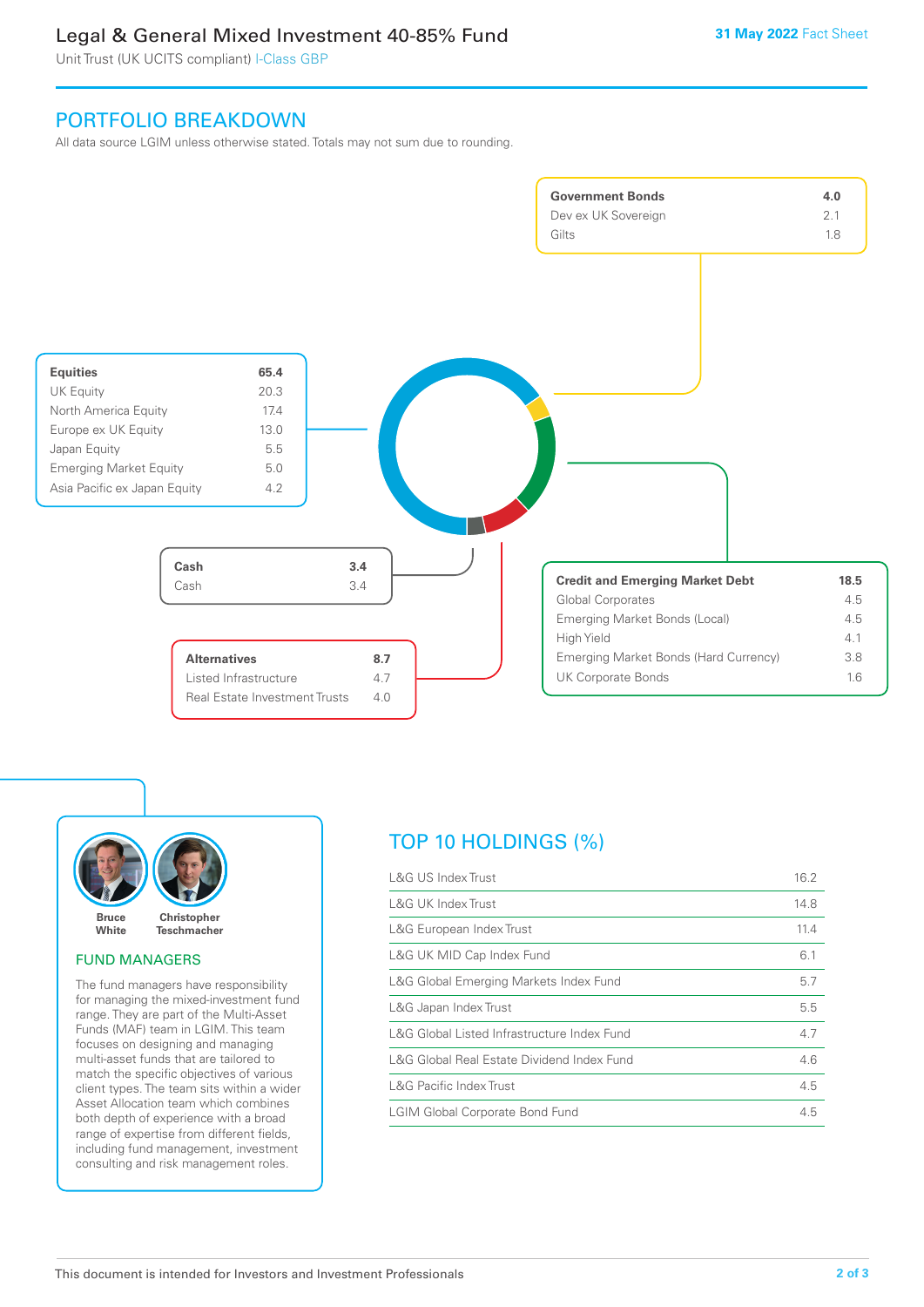# Legal & General Mixed Investment 40-85% Fund

Unit Trust (UK UCITS compliant) I-Class GBP

31 May 2022 Fact Sheet

## PORTFOLIO BREAKDOWN

All data source LGIM unless otherwise stated. Totals may not sum due to rounding.

| Government Bonds | 4.0 |
|---|---|
| Dev ex UK Sovereign | 2.1 |
| Gilts | 1.8 |

| Equities | 65.4 |
|---|---|
| UK Equity | 20.3 |
| North America Equity | 17.4 |
| Europe ex UK Equity | 13.0 |
| Japan Equity | 5.5 |
| Emerging Market Equity | 5.0 |
| Asia Pacific ex Japan Equity | 4.2 |

| Cash | 3.4 |
|---|---|
| Cash | 3.4 |

| Credit and Emerging Market Debt | 18.5 |
|---|---|
| Global Corporates | 4.5 |
| Emerging Market Bonds (Local) | 4.5 |
| High Yield | 4.1 |
| Emerging Market Bonds (Hard Currency) | 3.8 |
| UK Corporate Bonds | 1.6 |

| Alternatives | 8.7 |
|---|---|
| Listed Infrastructure | 4.7 |
| Real Estate Investment Trusts | 4.0 |

**Bruce White** **Christopher Teschmacher**

### FUND MANAGERS

The fund managers have responsibility for managing the mixed-investment fund range. They are part of the Multi-Asset Funds (MAF) team in LGIM. This team focuses on designing and managing multi-asset funds that are tailored to match the specific objectives of various client types. The team sits within a wider Asset Allocation team which combines both depth of experience with a broad range of expertise from different fields, including fund management, investment consulting and risk management roles.

## TOP 10 HOLDINGS (%)

| Holding | % |
|---|---|
| L&G US Index Trust | 16.2 |
| L&G UK Index Trust | 14.8 |
| L&G European Index Trust | 11.4 |
| L&G UK MID Cap Index Fund | 6.1 |
| L&G Global Emerging Markets Index Fund | 5.7 |
| L&G Japan Index Trust | 5.5 |
| L&G Global Listed Infrastructure Index Fund | 4.7 |
| L&G Global Real Estate Dividend Index Fund | 4.6 |
| L&G Pacific Index Trust | 4.5 |
| LGIM Global Corporate Bond Fund | 4.5 |

This document is intended for Investors and Investment Professionals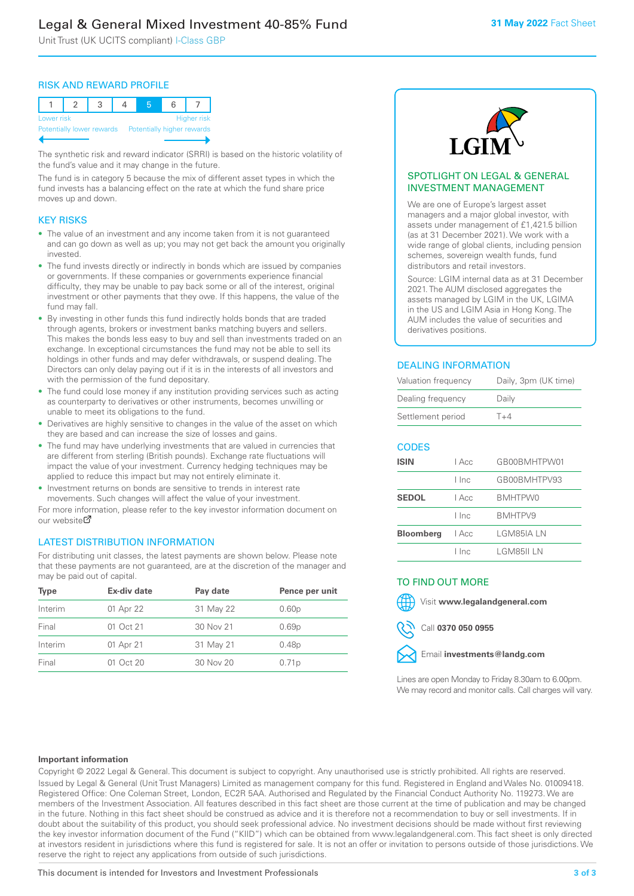# Legal & General Mixed Investment 40-85% Fund

Unit Trust (UK UCITS compliant) I-Class GBP

**31 May 2022** Fact Sheet

## RISK AND REWARD PROFILE

| 1 | 2 | 3 | 4 | 5 | 6 | 7 |
|---|---|---|---|---|---|---|

Lower risk — Higher risk

Potentially lower rewards — Potentially higher rewards

The synthetic risk and reward indicator (SRRI) is based on the historic volatility of the fund's value and it may change in the future.

The fund is in category 5 because the mix of different asset types in which the fund invests has a balancing effect on the rate at which the fund share price moves up and down.

## KEY RISKS

- The value of an investment and any income taken from it is not guaranteed and can go down as well as up; you may not get back the amount you originally invested.
- The fund invests directly or indirectly in bonds which are issued by companies or governments. If these companies or governments experience financial difficulty, they may be unable to pay back some or all of the interest, original investment or other payments that they owe. If this happens, the value of the fund may fall.
- By investing in other funds this fund indirectly holds bonds that are traded through agents, brokers or investment banks matching buyers and sellers. This makes the bonds less easy to buy and sell than investments traded on an exchange. In exceptional circumstances the fund may not be able to sell its holdings in other funds and may defer withdrawals, or suspend dealing. The Directors can only delay paying out if it is in the interests of all investors and with the permission of the fund depositary.
- The fund could lose money if any institution providing services such as acting as counterparty to derivatives or other instruments, becomes unwilling or unable to meet its obligations to the fund.
- Derivatives are highly sensitive to changes in the value of the asset on which they are based and can increase the size of losses and gains.
- The fund may have underlying investments that are valued in currencies that are different from sterling (British pounds). Exchange rate fluctuations will impact the value of your investment. Currency hedging techniques may be applied to reduce this impact but may not entirely eliminate it.
- Investment returns on bonds are sensitive to trends in interest rate movements. Such changes will affect the value of your investment.

For more information, please refer to the key investor information document on our website

## LATEST DISTRIBUTION INFORMATION

For distributing unit classes, the latest payments are shown below. Please note that these payments are not guaranteed, are at the discretion of the manager and may be paid out of capital.

| Type | Ex-div date | Pay date | Pence per unit |
|---|---|---|---|
| Interim | 01 Apr 22 | 31 May 22 | 0.60p |
| Final | 01 Oct 21 | 30 Nov 21 | 0.69p |
| Interim | 01 Apr 21 | 31 May 21 | 0.48p |
| Final | 01 Oct 20 | 30 Nov 20 | 0.71p |

LGIM

## SPOTLIGHT ON LEGAL & GENERAL INVESTMENT MANAGEMENT

We are one of Europe's largest asset managers and a major global investor, with assets under management of £1,421.5 billion (as at 31 December 2021). We work with a wide range of global clients, including pension schemes, sovereign wealth funds, fund distributors and retail investors.

Source: LGIM internal data as at 31 December 2021. The AUM disclosed aggregates the assets managed by LGIM in the UK, LGIMA in the US and LGIM Asia in Hong Kong. The AUM includes the value of securities and derivatives positions.

## DEALING INFORMATION

| | |
|---|---|
| Valuation frequency | Daily, 3pm (UK time) |
| Dealing frequency | Daily |
| Settlement period | T+4 |

## CODES

| | | |
|---|---|---|
| **ISIN** | I Acc | GB00BMHTPW01 |
| | I Inc | GB00BMHTPV93 |
| **SEDOL** | I Acc | BMHTPW0 |
| | I Inc | BMHTPV9 |
| **Bloomberg** | I Acc | LGM85IA LN |
| | I Inc | LGM85II LN |

## TO FIND OUT MORE

Visit **www.legalandgeneral.com**

Call **0370 050 0955**

Email **investments@landg.com**

Lines are open Monday to Friday 8.30am to 6.00pm. We may record and monitor calls. Call charges will vary.

**Important information**

Copyright © 2022 Legal & General. This document is subject to copyright. Any unauthorised use is strictly prohibited. All rights are reserved. Issued by Legal & General (Unit Trust Managers) Limited as management company for this fund. Registered in England and Wales No. 01009418. Registered Office: One Coleman Street, London, EC2R 5AA. Authorised and Regulated by the Financial Conduct Authority No. 119273. We are members of the Investment Association. All features described in this fact sheet are those current at the time of publication and may be changed in the future. Nothing in this fact sheet should be construed as advice and it is therefore not a recommendation to buy or sell investments. If in doubt about the suitability of this product, you should seek professional advice. No investment decisions should be made without first reviewing the key investor information document of the Fund ("KIID") which can be obtained from www.legalandgeneral.com. This fact sheet is only directed at investors resident in jurisdictions where this fund is registered for sale. It is not an offer or invitation to persons outside of those jurisdictions. We reserve the right to reject any applications from outside of such jurisdictions.

This document is intended for Investors and Investment Professionals